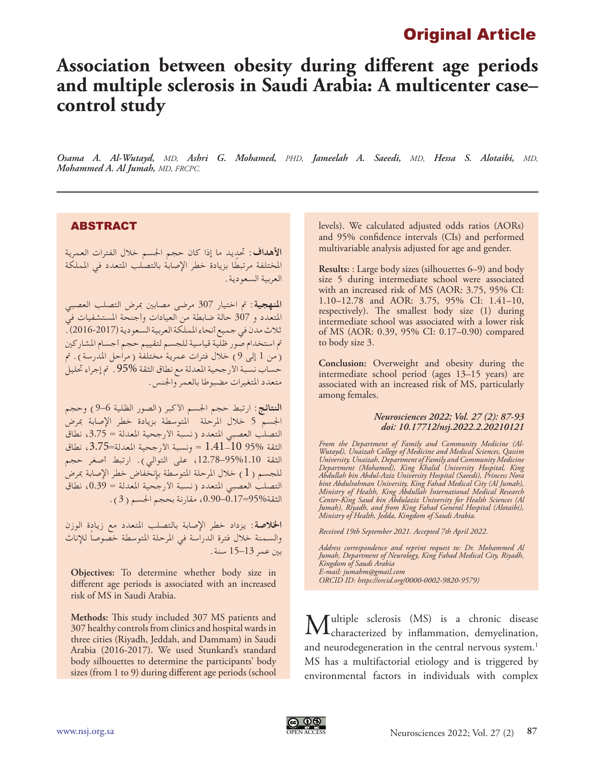Original Article

# Association between obesity during different age periods and multiple sclerosis in Saudi Arabia: A multicenter case–control study

*Osama A. Al-Wutayd, MD, Ashri G. Mohamed, PHD, Jameelah A. Saeedi, MD, Hessa S. Alotaibi, MD, Mohammed A. Al Jumah, MD, FRCPC.*

## ABSTRACT

**الأهداف:** تحديد ما إذا كان حجم الجسم خلال الفترات العمرية المختلفة مرتبطًا بزيادة خطر الإصابة بالتصلب المتعدد في المملكة العربية السعودية.

**المنهجية:** تم اختيار 307 مرضى مصابين بمرض التصلب العصبي المتعدد و 307 حالة ضابطة من العيادات وأجنحة المستشفيات في ثلاث مدن في جميع أنحاء المملكة العربية السعودية (2016-2017). تم استخدام صور ظلية قياسية للجسم لتقييم حجم أجسام المشاركين (من 1 إلى 9) خلال فترات عمرية مختلفة (مراحل المدرسة). تم حساب نسبة الأرجحية المعدلة مع نطاق الثقة 95%. تم إجراء تحليل متعدد المتغيرات مضبوطا بالعمر والجنس.

**النتائج:** ارتبط حجم الجسم الأكبر (الصور الظلية 6–9) وحجم الجسم 5 خلال المرحلة المتوسطة بزيادة خطر الإصابة بمرض التصلب العصبي المتعدد (نسبة الأرجحية المعدلة = 3.75، نطاق الثقة 95% 1.41–10 = ونسبة الأرجحية المعدلة=3.75، نطاق الثقة 1.10%95–12.78، على التوالي). ارتبط أصغر حجم للجسم (1) خلال المرحلة المتوسطة بإنخفاض خطر الإصابة بمرض التصلب العصبي المتعدد (نسبة الأرجحية المعدلة = 0.39، نطاق الثقة%95=0.17–0.90، مقارنة بحجم الجسم (3).

**الخلاصة:** يزداد خطر الإصابة بالتصلب المتعدد مع زيادة الوزن والسمنة خلال فترة الدراسة في المرحلة المتوسطة خصوصاً للإناث بين عمر 13–15 سنة.

**Objectives:** To determine whether body size in different age periods is associated with an increased risk of MS in Saudi Arabia.

**Methods:** This study included 307 MS patients and 307 healthy controls from clinics and hospital wards in three cities (Riyadh, Jeddah, and Dammam) in Saudi Arabia (2016-2017). We used Stunkard's standard body silhouettes to determine the participants' body sizes (from 1 to 9) during different age periods (school levels). We calculated adjusted odds ratios (AORs) and 95% confidence intervals (CIs) and performed multivariable analysis adjusted for age and gender.

**Results:** : Large body sizes (silhouettes 6–9) and body size 5 during intermediate school were associated with an increased risk of MS (AOR: 3.75, 95% CI: 1.10–12.78 and AOR: 3.75, 95% CI: 1.41–10, respectively). The smallest body size (1) during intermediate school was associated with a lower risk of MS (AOR: 0.39, 95% CI: 0.17–0.90) compared to body size 3.

**Conclusion:** Overweight and obesity during the intermediate school period (ages 13–15 years) are associated with an increased risk of MS, particularly among females.

*Neurosciences 2022; Vol. 27 (2): 87-93*
*doi: 10.17712/nsj.2022.2.20210121*

*From the Department of Family and Community Medicine (Al-Wutayd), Unaizah College of Medicine and Medical Sciences, Qassim University, Unaizah, Department of Family and Community Medicine Department (Mohamed), King Khalid University Hospital, King Abdullah bin Abdul-Aziz University Hospital (Saeedi), Princess Nora bint Abdulrahman University, King Fahad Medical City (Al Jumah), Ministry of Health, King Abdullah International Medical Research Center-King Saud bin Abdulaziz University for Health Sciences (Al Jumah), Riyadh, and from King Fahad General Hospital (Alotaibi), Ministry of Health, Jedda, Kingdom of Saudi Arabia.*

*Received 19th September 2021. Accepted 7th April 2022.*

*Address correspondence and reprint request to: Dr. Mohammed Al Jumah, Department of Neurology, King Fahad Medical City, Riyadh, Kingdom of Saudi Arabia*
*E-mail: jumahm@gmail.com*
*ORCID ID: https://orcid.org/0000-0002-9820-9579)*

Multiple sclerosis (MS) is a chronic disease characterized by inflammation, demyelination, and neurodegeneration in the central nervous system.[1] MS has a multifactorial etiology and is triggered by environmental factors in individuals with complex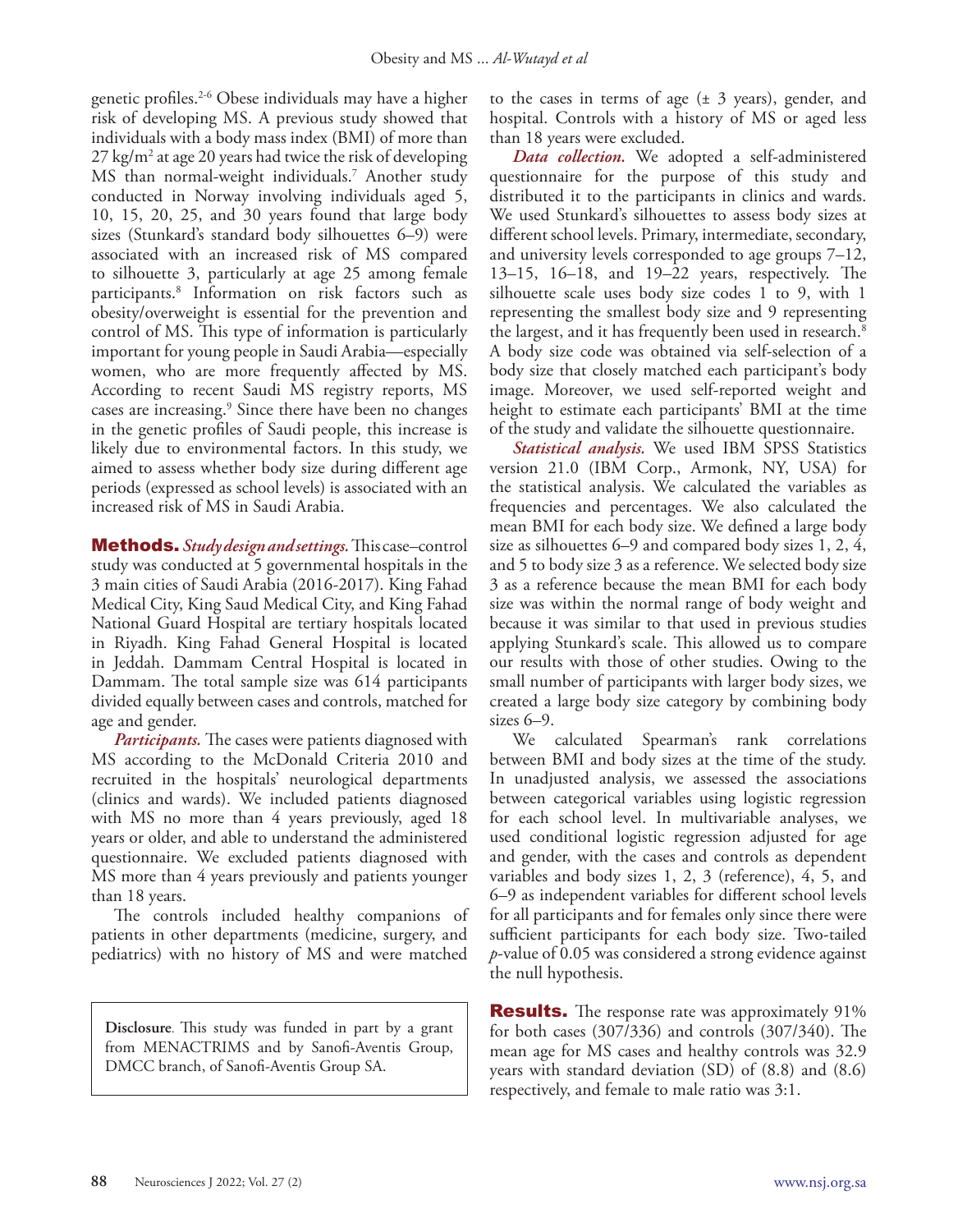genetic profiles.[2-6] Obese individuals may have a higher risk of developing MS. A previous study showed that individuals with a body mass index (BMI) of more than 27 kg/m$^2$ at age 20 years had twice the risk of developing MS than normal-weight individuals.[7] Another study conducted in Norway involving individuals aged 5, 10, 15, 20, 25, and 30 years found that large body sizes (Stunkard's standard body silhouettes 6–9) were associated with an increased risk of MS compared to silhouette 3, particularly at age 25 among female participants.[8] Information on risk factors such as obesity/overweight is essential for the prevention and control of MS. This type of information is particularly important for young people in Saudi Arabia—especially women, who are more frequently affected by MS. According to recent Saudi MS registry reports, MS cases are increasing.[9] Since there have been no changes in the genetic profiles of Saudi people, this increase is likely due to environmental factors. In this study, we aimed to assess whether body size during different age periods (expressed as school levels) is associated with an increased risk of MS in Saudi Arabia.

## Methods.

***Study design and settings.*** This case–control study was conducted at 5 governmental hospitals in the 3 main cities of Saudi Arabia (2016-2017). King Fahad Medical City, King Saud Medical City, and King Fahad National Guard Hospital are tertiary hospitals located in Riyadh. King Fahad General Hospital is located in Jeddah. Dammam Central Hospital is located in Dammam. The total sample size was 614 participants divided equally between cases and controls, matched for age and gender.

***Participants.*** The cases were patients diagnosed with MS according to the McDonald Criteria 2010 and recruited in the hospitals' neurological departments (clinics and wards). We included patients diagnosed with MS no more than 4 years previously, aged 18 years or older, and able to understand the administered questionnaire. We excluded patients diagnosed with MS more than 4 years previously and patients younger than 18 years.

The controls included healthy companions of patients in other departments (medicine, surgery, and pediatrics) with no history of MS and were matched to the cases in terms of age (± 3 years), gender, and hospital. Controls with a history of MS or aged less than 18 years were excluded.

***Data collection.*** We adopted a self-administered questionnaire for the purpose of this study and distributed it to the participants in clinics and wards. We used Stunkard's silhouettes to assess body sizes at different school levels. Primary, intermediate, secondary, and university levels corresponded to age groups 7–12, 13–15, 16–18, and 19–22 years, respectively. The silhouette scale uses body size codes 1 to 9, with 1 representing the smallest body size and 9 representing the largest, and it has frequently been used in research.[8] A body size code was obtained via self-selection of a body size that closely matched each participant's body image. Moreover, we used self-reported weight and height to estimate each participants' BMI at the time of the study and validate the silhouette questionnaire.

***Statistical analysis.*** We used IBM SPSS Statistics version 21.0 (IBM Corp., Armonk, NY, USA) for the statistical analysis. We calculated the variables as frequencies and percentages. We also calculated the mean BMI for each body size. We defined a large body size as silhouettes 6–9 and compared body sizes 1, 2, 4, and 5 to body size 3 as a reference. We selected body size 3 as a reference because the mean BMI for each body size was within the normal range of body weight and because it was similar to that used in previous studies applying Stunkard's scale. This allowed us to compare our results with those of other studies. Owing to the small number of participants with larger body sizes, we created a large body size category by combining body sizes 6–9.

We calculated Spearman's rank correlations between BMI and body sizes at the time of the study. In unadjusted analysis, we assessed the associations between categorical variables using logistic regression for each school level. In multivariable analyses, we used conditional logistic regression adjusted for age and gender, with the cases and controls as dependent variables and body sizes 1, 2, 3 (reference), 4, 5, and 6–9 as independent variables for different school levels for all participants and for females only since there were sufficient participants for each body size. Two-tailed *p*-value of 0.05 was considered a strong evidence against the null hypothesis.

## Results.

The response rate was approximately 91% for both cases (307/336) and controls (307/340). The mean age for MS cases and healthy controls was 32.9 years with standard deviation (SD) of (8.8) and (8.6) respectively, and female to male ratio was 3:1.

**Disclosure**. This study was funded in part by a grant from MENACTRIMS and by Sanofi-Aventis Group, DMCC branch, of Sanofi-Aventis Group SA.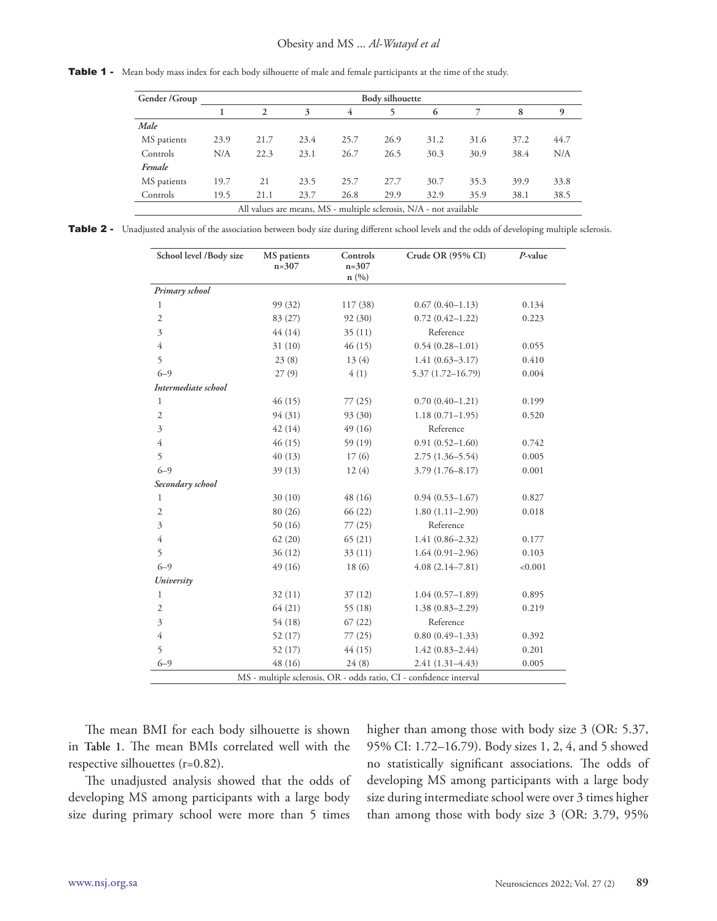**Table 1 -** Mean body mass index for each body silhouette of male and female participants at the time of the study.

| Gender /Group | Body silhouette | | | | | | | | |
|---|---|---|---|---|---|---|---|---|---|
| | 1 | 2 | 3 | 4 | 5 | 6 | 7 | 8 | 9 |
| *Male* | | | | | | | | | |
| MS patients | 23.9 | 21.7 | 23.4 | 25.7 | 26.9 | 31.2 | 31.6 | 37.2 | 44.7 |
| Controls | N/A | 22.3 | 23.1 | 26.7 | 26.5 | 30.3 | 30.9 | 38.4 | N/A |
| *Female* | | | | | | | | | |
| MS patients | 19.7 | 21 | 23.5 | 25.7 | 27.7 | 30.7 | 35.3 | 39.9 | 33.8 |
| Controls | 19.5 | 21.1 | 23.7 | 26.8 | 29.9 | 32.9 | 35.9 | 38.1 | 38.5 |

All values are means, MS - multiple sclerosis, N/A - not available

**Table 2 -** Unadjusted analysis of the association between body size during different school levels and the odds of developing multiple sclerosis.

| School level /Body size | MS patients n=307 | Controls n=307 n (%) | Crude OR (95% CI) | *P*-value |
|---|---|---|---|---|
| *Primary school* | | | | |
| 1 | 99 (32) | 117 (38) | 0.67 (0.40–1.13) | 0.134 |
| 2 | 83 (27) | 92 (30) | 0.72 (0.42–1.22) | 0.223 |
| 3 | 44 (14) | 35 (11) | Reference | |
| 4 | 31 (10) | 46 (15) | 0.54 (0.28–1.01) | 0.055 |
| 5 | 23 (8) | 13 (4) | 1.41 (0.63–3.17) | 0.410 |
| 6–9 | 27 (9) | 4 (1) | 5.37 (1.72–16.79) | 0.004 |
| *Intermediate school* | | | | |
| 1 | 46 (15) | 77 (25) | 0.70 (0.40–1.21) | 0.199 |
| 2 | 94 (31) | 93 (30) | 1.18 (0.71–1.95) | 0.520 |
| 3 | 42 (14) | 49 (16) | Reference | |
| 4 | 46 (15) | 59 (19) | 0.91 (0.52–1.60) | 0.742 |
| 5 | 40 (13) | 17 (6) | 2.75 (1.36–5.54) | 0.005 |
| 6–9 | 39 (13) | 12 (4) | 3.79 (1.76–8.17) | 0.001 |
| *Secondary school* | | | | |
| 1 | 30 (10) | 48 (16) | 0.94 (0.53–1.67) | 0.827 |
| 2 | 80 (26) | 66 (22) | 1.80 (1.11–2.90) | 0.018 |
| 3 | 50 (16) | 77 (25) | Reference | |
| 4 | 62 (20) | 65 (21) | 1.41 (0.86–2.32) | 0.177 |
| 5 | 36 (12) | 33 (11) | 1.64 (0.91–2.96) | 0.103 |
| 6–9 | 49 (16) | 18 (6) | 4.08 (2.14–7.81) | <0.001 |
| *University* | | | | |
| 1 | 32 (11) | 37 (12) | 1.04 (0.57–1.89) | 0.895 |
| 2 | 64 (21) | 55 (18) | 1.38 (0.83–2.29) | 0.219 |
| 3 | 54 (18) | 67 (22) | Reference | |
| 4 | 52 (17) | 77 (25) | 0.80 (0.49–1.33) | 0.392 |
| 5 | 52 (17) | 44 (15) | 1.42 (0.83–2.44) | 0.201 |
| 6–9 | 48 (16) | 24 (8) | 2.41 (1.31–4.43) | 0.005 |

MS - multiple sclerosis, OR - odds ratio, CI - confidence interval

The mean BMI for each body silhouette is shown in **Table 1**. The mean BMIs correlated well with the respective silhouettes (r=0.82).

The unadjusted analysis showed that the odds of developing MS among participants with a large body size during primary school were more than 5 times higher than among those with body size 3 (OR: 5.37, 95% CI: 1.72–16.79). Body sizes 1, 2, 4, and 5 showed no statistically significant associations. The odds of developing MS among participants with a large body size during intermediate school were over 3 times higher than among those with body size 3 (OR: 3.79, 95%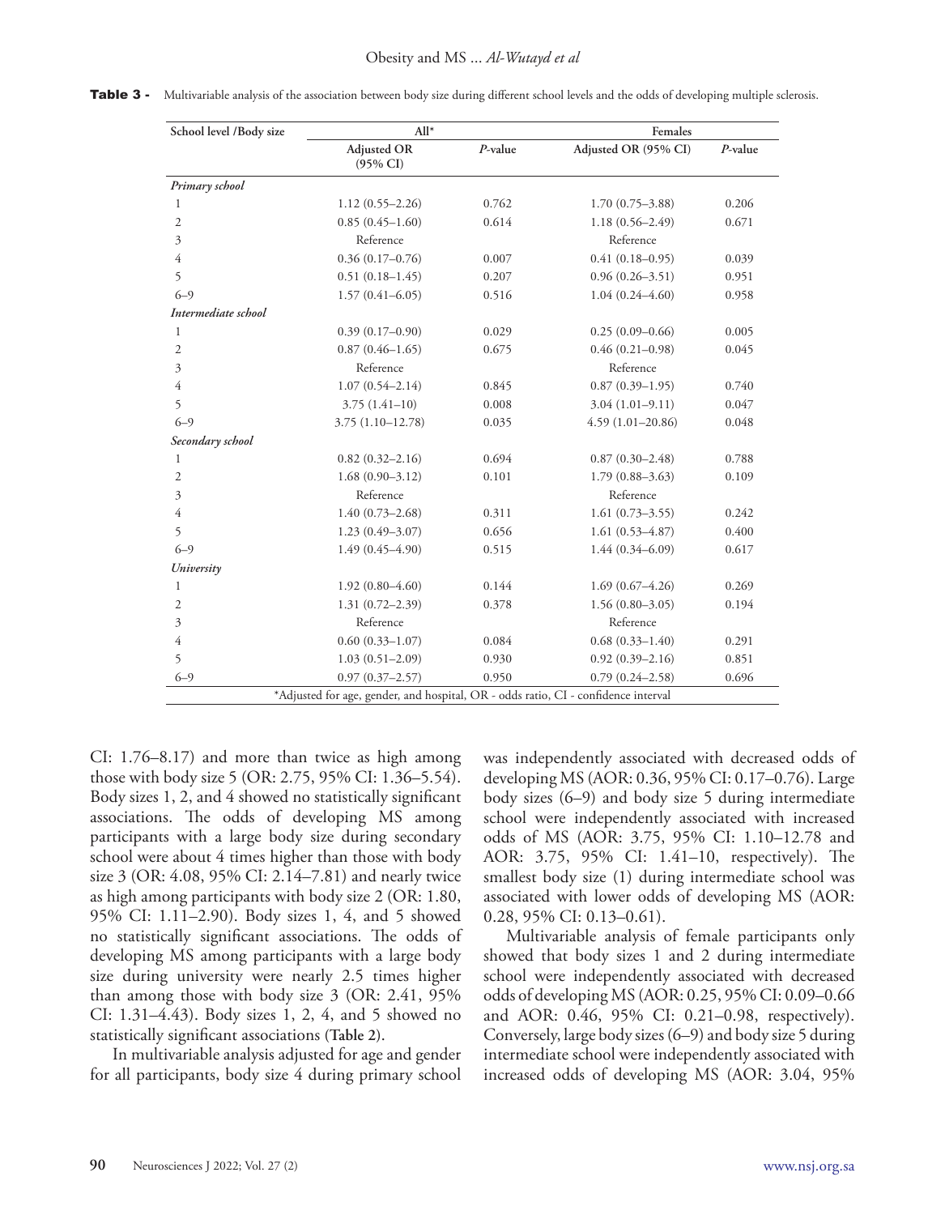**Table 3 -** Multivariable analysis of the association between body size during different school levels and the odds of developing multiple sclerosis.

| School level /Body size | All* | | Females | |
|---|---|---|---|---|
| | Adjusted OR (95% CI) | *P*-value | Adjusted OR (95% CI) | *P*-value |
| *Primary school* | | | | |
| 1 | 1.12 (0.55–2.26) | 0.762 | 1.70 (0.75–3.88) | 0.206 |
| 2 | 0.85 (0.45–1.60) | 0.614 | 1.18 (0.56–2.49) | 0.671 |
| 3 | Reference | | Reference | |
| 4 | 0.36 (0.17–0.76) | 0.007 | 0.41 (0.18–0.95) | 0.039 |
| 5 | 0.51 (0.18–1.45) | 0.207 | 0.96 (0.26–3.51) | 0.951 |
| 6–9 | 1.57 (0.41–6.05) | 0.516 | 1.04 (0.24–4.60) | 0.958 |
| *Intermediate school* | | | | |
| 1 | 0.39 (0.17–0.90) | 0.029 | 0.25 (0.09–0.66) | 0.005 |
| 2 | 0.87 (0.46–1.65) | 0.675 | 0.46 (0.21–0.98) | 0.045 |
| 3 | Reference | | Reference | |
| 4 | 1.07 (0.54–2.14) | 0.845 | 0.87 (0.39–1.95) | 0.740 |
| 5 | 3.75 (1.41–10) | 0.008 | 3.04 (1.01–9.11) | 0.047 |
| 6–9 | 3.75 (1.10–12.78) | 0.035 | 4.59 (1.01–20.86) | 0.048 |
| *Secondary school* | | | | |
| 1 | 0.82 (0.32–2.16) | 0.694 | 0.87 (0.30–2.48) | 0.788 |
| 2 | 1.68 (0.90–3.12) | 0.101 | 1.79 (0.88–3.63) | 0.109 |
| 3 | Reference | | Reference | |
| 4 | 1.40 (0.73–2.68) | 0.311 | 1.61 (0.73–3.55) | 0.242 |
| 5 | 1.23 (0.49–3.07) | 0.656 | 1.61 (0.53–4.87) | 0.400 |
| 6–9 | 1.49 (0.45–4.90) | 0.515 | 1.44 (0.34–6.09) | 0.617 |
| *University* | | | | |
| 1 | 1.92 (0.80–4.60) | 0.144 | 1.69 (0.67–4.26) | 0.269 |
| 2 | 1.31 (0.72–2.39) | 0.378 | 1.56 (0.80–3.05) | 0.194 |
| 3 | Reference | | Reference | |
| 4 | 0.60 (0.33–1.07) | 0.084 | 0.68 (0.33–1.40) | 0.291 |
| 5 | 1.03 (0.51–2.09) | 0.930 | 0.92 (0.39–2.16) | 0.851 |
| 6–9 | 0.97 (0.37–2.57) | 0.950 | 0.79 (0.24–2.58) | 0.696 |

*Adjusted for age, gender, and hospital, OR - odds ratio, CI - confidence interval

CI: 1.76–8.17) and more than twice as high among those with body size 5 (OR: 2.75, 95% CI: 1.36–5.54). Body sizes 1, 2, and 4 showed no statistically significant associations. The odds of developing MS among participants with a large body size during secondary school were about 4 times higher than those with body size 3 (OR: 4.08, 95% CI: 2.14–7.81) and nearly twice as high among participants with body size 2 (OR: 1.80, 95% CI: 1.11–2.90). Body sizes 1, 4, and 5 showed no statistically significant associations. The odds of developing MS among participants with a large body size during university were nearly 2.5 times higher than among those with body size 3 (OR: 2.41, 95% CI: 1.31–4.43). Body sizes 1, 2, 4, and 5 showed no statistically significant associations (**Table 2**).

In multivariable analysis adjusted for age and gender for all participants, body size 4 during primary school was independently associated with decreased odds of developing MS (AOR: 0.36, 95% CI: 0.17–0.76). Large body sizes (6–9) and body size 5 during intermediate school were independently associated with increased odds of MS (AOR: 3.75, 95% CI: 1.10–12.78 and AOR: 3.75, 95% CI: 1.41–10, respectively). The smallest body size (1) during intermediate school was associated with lower odds of developing MS (AOR: 0.28, 95% CI: 0.13–0.61).

Multivariable analysis of female participants only showed that body sizes 1 and 2 during intermediate school were independently associated with decreased odds of developing MS (AOR: 0.25, 95% CI: 0.09–0.66 and AOR: 0.46, 95% CI: 0.21–0.98, respectively). Conversely, large body sizes (6–9) and body size 5 during intermediate school were independently associated with increased odds of developing MS (AOR: 3.04, 95%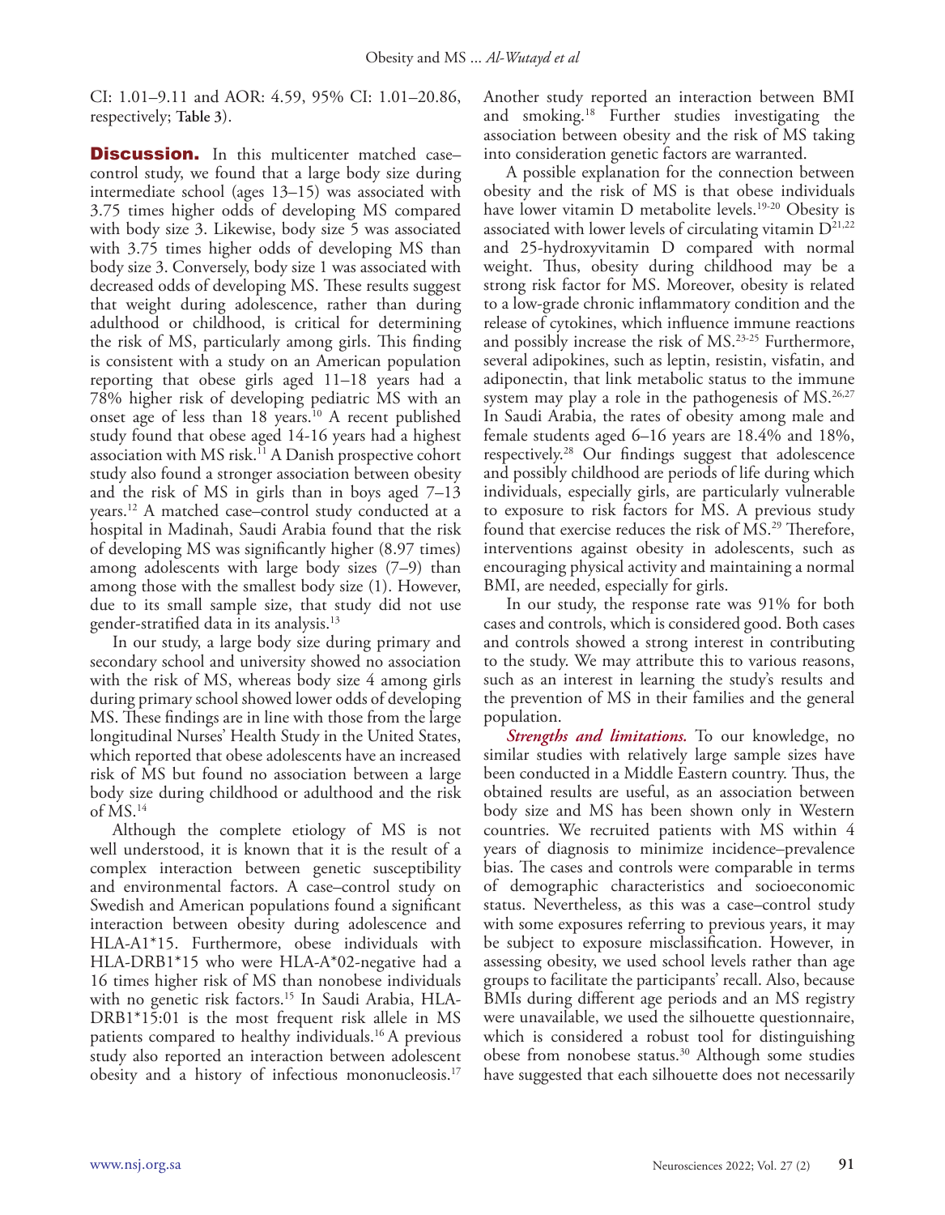CI: 1.01–9.11 and AOR: 4.59, 95% CI: 1.01–20.86, respectively; **Table 3**).

**Discussion.** In this multicenter matched case–control study, we found that a large body size during intermediate school (ages 13–15) was associated with 3.75 times higher odds of developing MS compared with body size 3. Likewise, body size 5 was associated with 3.75 times higher odds of developing MS than body size 3. Conversely, body size 1 was associated with decreased odds of developing MS. These results suggest that weight during adolescence, rather than during adulthood or childhood, is critical for determining the risk of MS, particularly among girls. This finding is consistent with a study on an American population reporting that obese girls aged 11–18 years had a 78% higher risk of developing pediatric MS with an onset age of less than 18 years.[10] A recent published study found that obese aged 14-16 years had a highest association with MS risk.[11] A Danish prospective cohort study also found a stronger association between obesity and the risk of MS in girls than in boys aged 7–13 years.[12] A matched case–control study conducted at a hospital in Madinah, Saudi Arabia found that the risk of developing MS was significantly higher (8.97 times) among adolescents with large body sizes (7–9) than among those with the smallest body size (1). However, due to its small sample size, that study did not use gender-stratified data in its analysis.[13]

In our study, a large body size during primary and secondary school and university showed no association with the risk of MS, whereas body size 4 among girls during primary school showed lower odds of developing MS. These findings are in line with those from the large longitudinal Nurses' Health Study in the United States, which reported that obese adolescents have an increased risk of MS but found no association between a large body size during childhood or adulthood and the risk of MS.[14]

Although the complete etiology of MS is not well understood, it is known that it is the result of a complex interaction between genetic susceptibility and environmental factors. A case–control study on Swedish and American populations found a significant interaction between obesity during adolescence and HLA-A1*15. Furthermore, obese individuals with HLA-DRB1*15 who were HLA-A*02-negative had a 16 times higher risk of MS than nonobese individuals with no genetic risk factors.[15] In Saudi Arabia, HLA-DRB1*15:01 is the most frequent risk allele in MS patients compared to healthy individuals.[16] A previous study also reported an interaction between adolescent obesity and a history of infectious mononucleosis.[17] Another study reported an interaction between BMI and smoking.[18] Further studies investigating the association between obesity and the risk of MS taking into consideration genetic factors are warranted.

A possible explanation for the connection between obesity and the risk of MS is that obese individuals have lower vitamin D metabolite levels.[19-20] Obesity is associated with lower levels of circulating vitamin D[21,22] and 25-hydroxyvitamin D compared with normal weight. Thus, obesity during childhood may be a strong risk factor for MS. Moreover, obesity is related to a low-grade chronic inflammatory condition and the release of cytokines, which influence immune reactions and possibly increase the risk of MS.[23-25] Furthermore, several adipokines, such as leptin, resistin, visfatin, and adiponectin, that link metabolic status to the immune system may play a role in the pathogenesis of MS.[26,27] In Saudi Arabia, the rates of obesity among male and female students aged 6–16 years are 18.4% and 18%, respectively.[28] Our findings suggest that adolescence and possibly childhood are periods of life during which individuals, especially girls, are particularly vulnerable to exposure to risk factors for MS. A previous study found that exercise reduces the risk of MS.[29] Therefore, interventions against obesity in adolescents, such as encouraging physical activity and maintaining a normal BMI, are needed, especially for girls.

In our study, the response rate was 91% for both cases and controls, which is considered good. Both cases and controls showed a strong interest in contributing to the study. We may attribute this to various reasons, such as an interest in learning the study's results and the prevention of MS in their families and the general population.

***Strengths and limitations.*** To our knowledge, no similar studies with relatively large sample sizes have been conducted in a Middle Eastern country. Thus, the obtained results are useful, as an association between body size and MS has been shown only in Western countries. We recruited patients with MS within 4 years of diagnosis to minimize incidence–prevalence bias. The cases and controls were comparable in terms of demographic characteristics and socioeconomic status. Nevertheless, as this was a case–control study with some exposures referring to previous years, it may be subject to exposure misclassification. However, in assessing obesity, we used school levels rather than age groups to facilitate the participants' recall. Also, because BMIs during different age periods and an MS registry were unavailable, we used the silhouette questionnaire, which is considered a robust tool for distinguishing obese from nonobese status.[30] Although some studies have suggested that each silhouette does not necessarily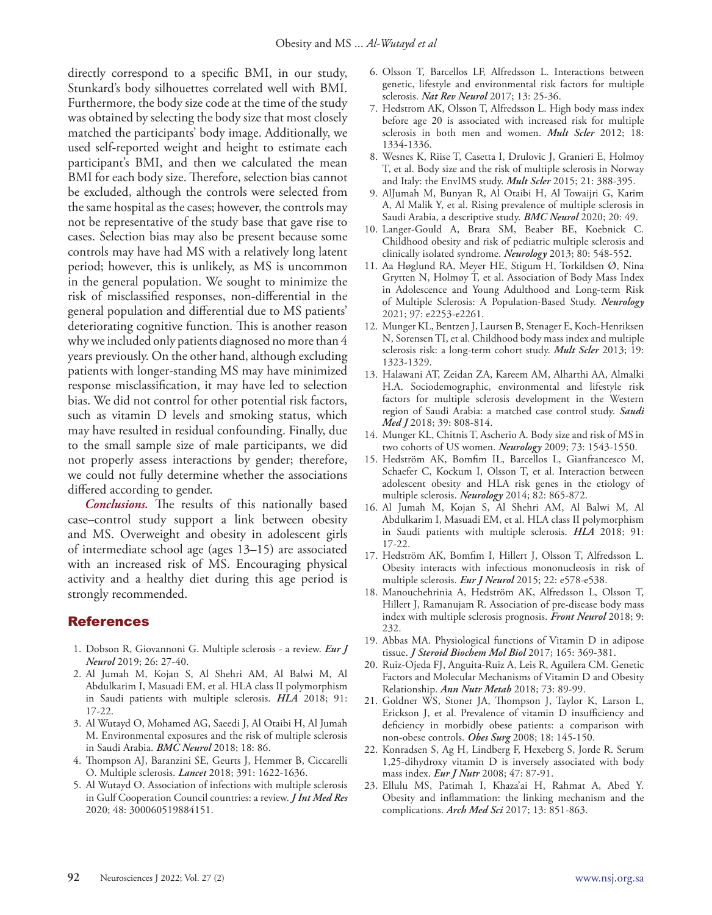directly correspond to a specific BMI, in our study, Stunkard's body silhouettes correlated well with BMI. Furthermore, the body size code at the time of the study was obtained by selecting the body size that most closely matched the participants' body image. Additionally, we used self-reported weight and height to estimate each participant's BMI, and then we calculated the mean BMI for each body size. Therefore, selection bias cannot be excluded, although the controls were selected from the same hospital as the cases; however, the controls may not be representative of the study base that gave rise to cases. Selection bias may also be present because some controls may have had MS with a relatively long latent period; however, this is unlikely, as MS is uncommon in the general population. We sought to minimize the risk of misclassified responses, non-differential in the general population and differential due to MS patients' deteriorating cognitive function. This is another reason why we included only patients diagnosed no more than 4 years previously. On the other hand, although excluding patients with longer-standing MS may have minimized response misclassification, it may have led to selection bias. We did not control for other potential risk factors, such as vitamin D levels and smoking status, which may have resulted in residual confounding. Finally, due to the small sample size of male participants, we did not properly assess interactions by gender; therefore, we could not fully determine whether the associations differed according to gender.

***Conclusions.*** The results of this nationally based case–control study support a link between obesity and MS. Overweight and obesity in adolescent girls of intermediate school age (ages 13–15) are associated with an increased risk of MS. Encouraging physical activity and a healthy diet during this age period is strongly recommended.

## References

1. Dobson R, Giovannoni G. Multiple sclerosis - a review. ***Eur J Neurol*** 2019; 26: 27-40.
2. Al Jumah M, Kojan S, Al Shehri AM, Al Balwi M, Al Abdulkarim I, Masuadi EM, et al. HLA class II polymorphism in Saudi patients with multiple sclerosis. ***HLA*** 2018; 91: 17-22.
3. Al Wutayd O, Mohamed AG, Saeedi J, Al Otaibi H, Al Jumah M. Environmental exposures and the risk of multiple sclerosis in Saudi Arabia. ***BMC Neurol*** 2018; 18: 86.
4. Thompson AJ, Baranzini SE, Geurts J, Hemmer B, Ciccarelli O. Multiple sclerosis. ***Lancet*** 2018; 391: 1622-1636.
5. Al Wutayd O. Association of infections with multiple sclerosis in Gulf Cooperation Council countries: a review. ***J Int Med Res*** 2020; 48: 300060519884151.
6. Olsson T, Barcellos LF, Alfredsson L. Interactions between genetic, lifestyle and environmental risk factors for multiple sclerosis. ***Nat Rev Neurol*** 2017; 13: 25-36.
7. Hedstrom AK, Olsson T, Alfredsson L. High body mass index before age 20 is associated with increased risk for multiple sclerosis in both men and women. ***Mult Scler*** 2012; 18: 1334-1336.
8. Wesnes K, Riise T, Casetta I, Drulovic J, Granieri E, Holmoy T, et al. Body size and the risk of multiple sclerosis in Norway and Italy: the EnvIMS study. ***Mult Scler*** 2015; 21: 388-395.
9. AlJumah M, Bunyan R, Al Otaibi H, Al Towaijri G, Karim A, Al Malik Y, et al. Rising prevalence of multiple sclerosis in Saudi Arabia, a descriptive study. ***BMC Neurol*** 2020; 20: 49.
10. Langer-Gould A, Brara SM, Beaber BE, Koebnick C. Childhood obesity and risk of pediatric multiple sclerosis and clinically isolated syndrome. ***Neurology*** 2013; 80: 548-552.
11. Aa Høglund RA, Meyer HE, Stigum H, Torkildsen Ø, Nina Grytten N, Holmøy T, et al. Association of Body Mass Index in Adolescence and Young Adulthood and Long-term Risk of Multiple Sclerosis: A Population-Based Study. ***Neurology*** 2021; 97: e2253-e2261.
12. Munger KL, Bentzen J, Laursen B, Stenager E, Koch-Henriksen N, Sorensen TI, et al. Childhood body mass index and multiple sclerosis risk: a long-term cohort study. ***Mult Scler*** 2013; 19: 1323-1329.
13. Halawani AT, Zeidan ZA, Kareem AM, Alharthi AA, Almalki H.A. Sociodemographic, environmental and lifestyle risk factors for multiple sclerosis development in the Western region of Saudi Arabia: a matched case control study. ***Saudi Med J*** 2018; 39: 808-814.
14. Munger KL, Chitnis T, Ascherio A. Body size and risk of MS in two cohorts of US women. ***Neurology*** 2009; 73: 1543-1550.
15. Hedström AK, Bomfim IL, Barcellos L, Gianfrancesco M, Schaefer C, Kockum I, Olsson T, et al. Interaction between adolescent obesity and HLA risk genes in the etiology of multiple sclerosis. ***Neurology*** 2014; 82: 865-872.
16. Al Jumah M, Kojan S, Al Shehri AM, Al Balwi M, Al Abdulkarim I, Masuadi EM, et al. HLA class II polymorphism in Saudi patients with multiple sclerosis. ***HLA*** 2018; 91: 17-22.
17. Hedström AK, Bomfim I, Hillert J, Olsson T, Alfredsson L. Obesity interacts with infectious mononucleosis in risk of multiple sclerosis. ***Eur J Neurol*** 2015; 22: e578-e538.
18. Manouchehrinia A, Hedström AK, Alfredsson L, Olsson T, Hillert J, Ramanujam R. Association of pre-disease body mass index with multiple sclerosis prognosis. ***Front Neurol*** 2018; 9: 232.
19. Abbas MA. Physiological functions of Vitamin D in adipose tissue. ***J Steroid Biochem Mol Biol*** 2017; 165: 369-381.
20. Ruiz-Ojeda FJ, Anguita-Ruiz A, Leis R, Aguilera CM. Genetic Factors and Molecular Mechanisms of Vitamin D and Obesity Relationship. ***Ann Nutr Metab*** 2018; 73: 89-99.
21. Goldner WS, Stoner JA, Thompson J, Taylor K, Larson L, Erickson J, et al. Prevalence of vitamin D insufficiency and deficiency in morbidly obese patients: a comparison with non-obese controls. ***Obes Surg*** 2008; 18: 145-150.
22. Konradsen S, Ag H, Lindberg F, Hexeberg S, Jorde R. Serum 1,25-dihydroxy vitamin D is inversely associated with body mass index. ***Eur J Nutr*** 2008; 47: 87-91.
23. Ellulu MS, Patimah I, Khaza'ai H, Rahmat A, Abed Y. Obesity and inflammation: the linking mechanism and the complications. ***Arch Med Sci*** 2017; 13: 851-863.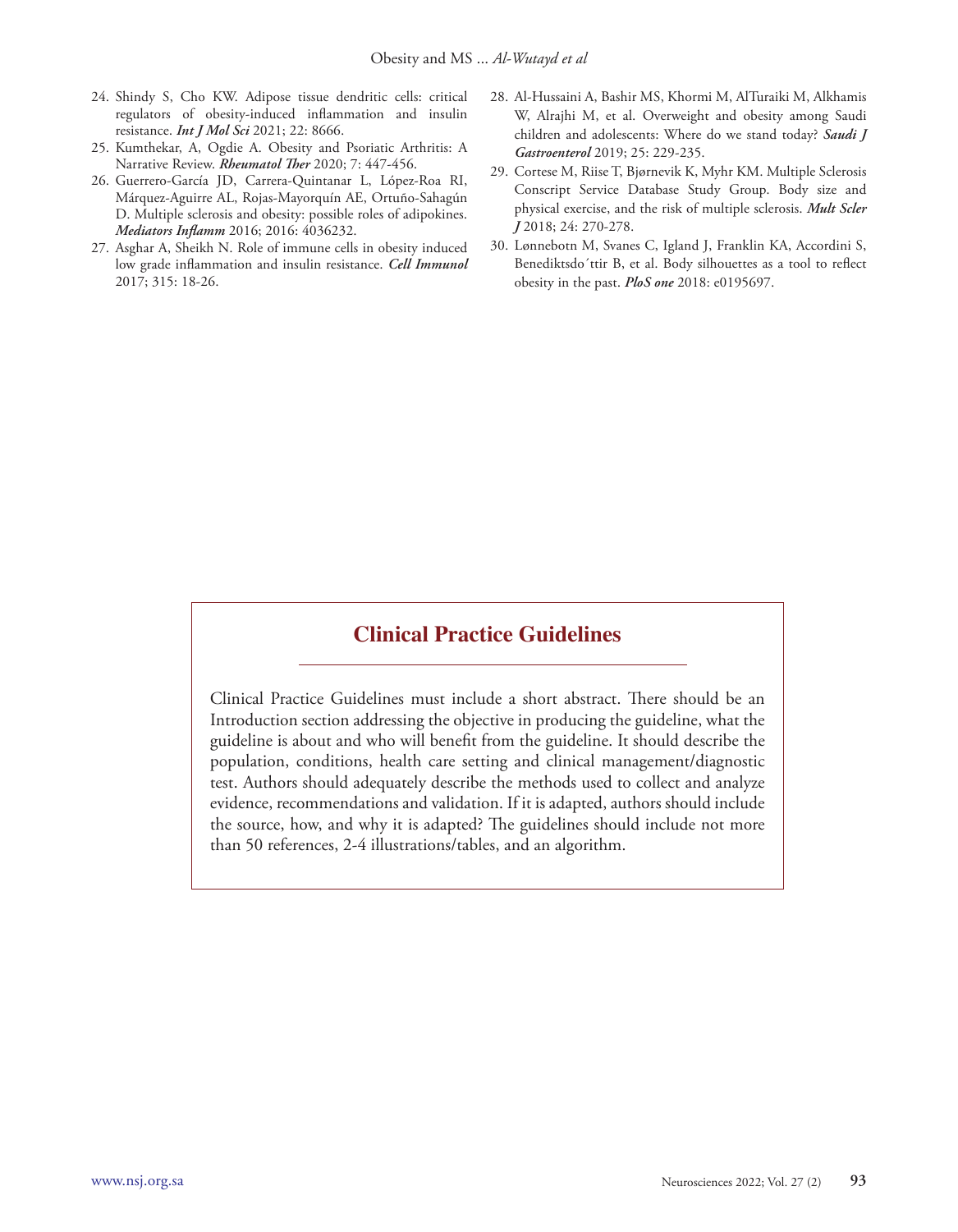24. Shindy S, Cho KW. Adipose tissue dendritic cells: critical regulators of obesity-induced inflammation and insulin resistance. ***Int J Mol Sci*** 2021; 22: 8666.
25. Kumthekar, A, Ogdie A. Obesity and Psoriatic Arthritis: A Narrative Review. ***Rheumatol Ther*** 2020; 7: 447-456.
26. Guerrero-García JD, Carrera-Quintanar L, López-Roa RI, Márquez-Aguirre AL, Rojas-Mayorquín AE, Ortuño-Sahagún D. Multiple sclerosis and obesity: possible roles of adipokines. ***Mediators Inflamm*** 2016; 2016: 4036232.
27. Asghar A, Sheikh N. Role of immune cells in obesity induced low grade inflammation and insulin resistance. ***Cell Immunol*** 2017; 315: 18-26.
28. Al-Hussaini A, Bashir MS, Khormi M, AlTuraiki M, Alkhamis W, Alrajhi M, et al. Overweight and obesity among Saudi children and adolescents: Where do we stand today? ***Saudi J Gastroenterol*** 2019; 25: 229-235.
29. Cortese M, Riise T, Bjørnevik K, Myhr KM. Multiple Sclerosis Conscript Service Database Study Group. Body size and physical exercise, and the risk of multiple sclerosis. ***Mult Scler J*** 2018; 24: 270-278.
30. Lønnebotn M, Svanes C, Igland J, Franklin KA, Accordini S, Benediktsdo´ttir B, et al. Body silhouettes as a tool to reflect obesity in the past. ***PloS one*** 2018: e0195697.

## Clinical Practice Guidelines

Clinical Practice Guidelines must include a short abstract. There should be an Introduction section addressing the objective in producing the guideline, what the guideline is about and who will benefit from the guideline. It should describe the population, conditions, health care setting and clinical management/diagnostic test. Authors should adequately describe the methods used to collect and analyze evidence, recommendations and validation. If it is adapted, authors should include the source, how, and why it is adapted? The guidelines should include not more than 50 references, 2-4 illustrations/tables, and an algorithm.